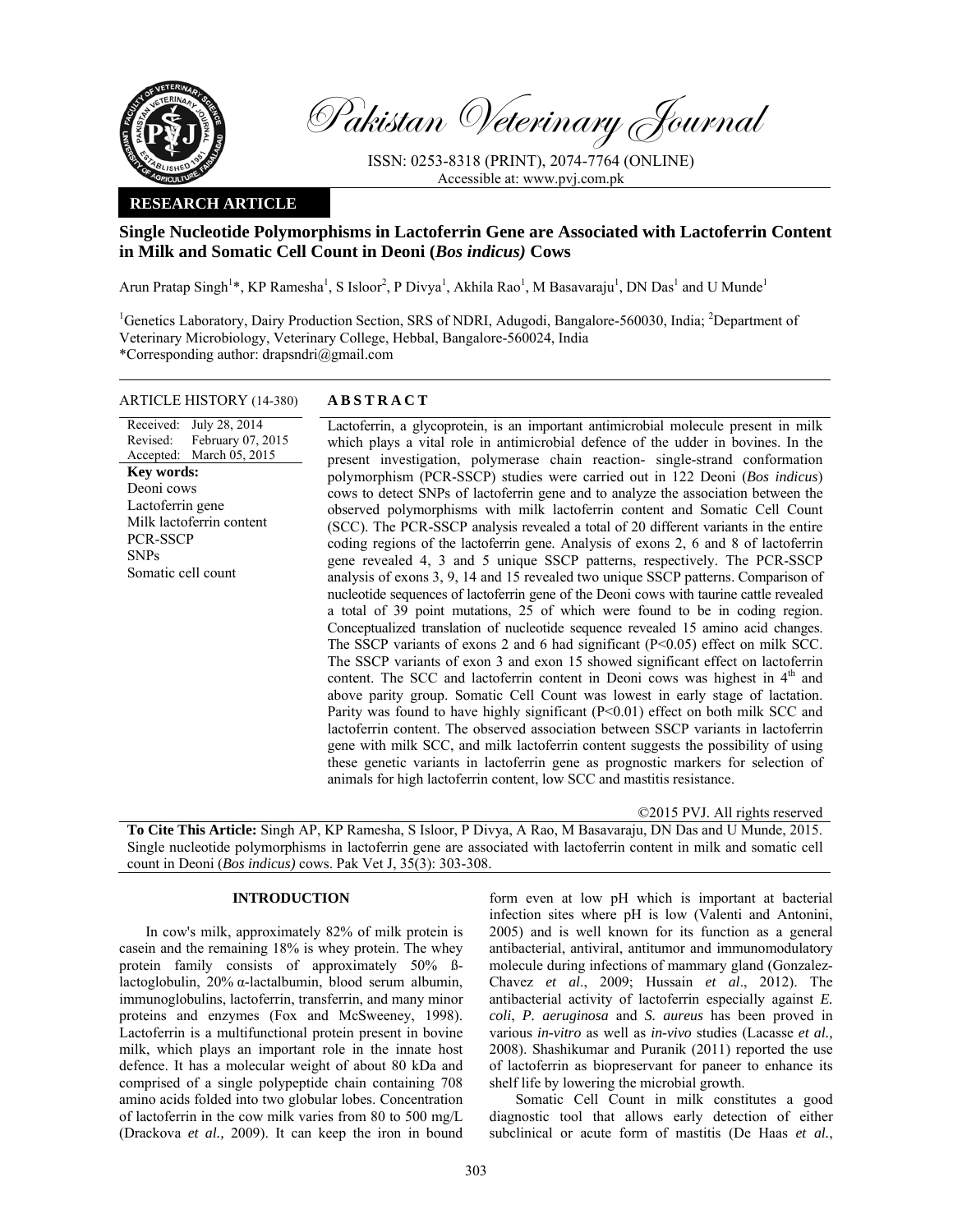Pakistan Veterinary Journal

ISSN: 0253-8318 (PRINT), 2074-7764 (ONLINE)
Accessible at: www.pvj.com.pk

**RESEARCH ARTICLE**

# Single Nucleotide Polymorphisms in Lactoferrin Gene are Associated with Lactoferrin Content in Milk and Somatic Cell Count in Deoni (*Bos indicus)* Cows

Arun Pratap Singh[1]*, KP Ramesha[1], S Isloor[2], P Divya[1], Akhila Rao[1], M Basavaraju[1], DN Das[1] and U Munde[1]

[1]Genetics Laboratory, Dairy Production Section, SRS of NDRI, Adugodi, Bangalore-560030, India; [2]Department of Veterinary Microbiology, Veterinary College, Hebbal, Bangalore-560024, India
*Corresponding author: drapsndri@gmail.com

**ARTICLE HISTORY** (14-380)

Received: July 28, 2014
Revised: February 07, 2015
Accepted: March 05, 2015

**Key words:**
Deoni cows
Lactoferrin gene
Milk lactoferrin content
PCR-SSCP
SNPs
Somatic cell count

## ABSTRACT

Lactoferrin, a glycoprotein, is an important antimicrobial molecule present in milk which plays a vital role in antimicrobial defence of the udder in bovines. In the present investigation, polymerase chain reaction- single-strand conformation polymorphism (PCR-SSCP) studies were carried out in 122 Deoni (*Bos indicus*) cows to detect SNPs of lactoferrin gene and to analyze the association between the observed polymorphisms with milk lactoferrin content and Somatic Cell Count (SCC). The PCR-SSCP analysis revealed a total of 20 different variants in the entire coding regions of the lactoferrin gene. Analysis of exons 2, 6 and 8 of lactoferrin gene revealed 4, 3 and 5 unique SSCP patterns, respectively. The PCR-SSCP analysis of exons 3, 9, 14 and 15 revealed two unique SSCP patterns. Comparison of nucleotide sequences of lactoferrin gene of the Deoni cows with taurine cattle revealed a total of 39 point mutations, 25 of which were found to be in coding region. Conceptualized translation of nucleotide sequence revealed 15 amino acid changes. The SSCP variants of exons 2 and 6 had significant ($P<0.05$) effect on milk SCC. The SSCP variants of exon 3 and exon 15 showed significant effect on lactoferrin content. The SCC and lactoferrin content in Deoni cows was highest in 4$^{th}$ and above parity group. Somatic Cell Count was lowest in early stage of lactation. Parity was found to have highly significant ($P<0.01$) effect on both milk SCC and lactoferrin content. The observed association between SSCP variants in lactoferrin gene with milk SCC, and milk lactoferrin content suggests the possibility of using these genetic variants in lactoferrin gene as prognostic markers for selection of animals for high lactoferrin content, low SCC and mastitis resistance.

©2015 PVJ. All rights reserved

**To Cite This Article:** Singh AP, KP Ramesha, S Isloor, P Divya, A Rao, M Basavaraju, DN Das and U Munde, 2015. Single nucleotide polymorphisms in lactoferrin gene are associated with lactoferrin content in milk and somatic cell count in Deoni (*Bos indicus)* cows. Pak Vet J, 35(3): 303-308.

## INTRODUCTION

In cow's milk, approximately 82% of milk protein is casein and the remaining 18% is whey protein. The whey protein family consists of approximately 50% ß-lactoglobulin, 20% α-lactalbumin, blood serum albumin, immunoglobulins, lactoferrin, transferrin, and many minor proteins and enzymes (Fox and McSweeney, 1998). Lactoferrin is a multifunctional protein present in bovine milk, which plays an important role in the innate host defence. It has a molecular weight of about 80 kDa and comprised of a single polypeptide chain containing 708 amino acids folded into two globular lobes. Concentration of lactoferrin in the cow milk varies from 80 to 500 mg/L (Drackova *et al.,* 2009). It can keep the iron in bound form even at low pH which is important at bacterial infection sites where pH is low (Valenti and Antonini, 2005) and is well known for its function as a general antibacterial, antiviral, antitumor and immunomodulatory molecule during infections of mammary gland (Gonzalez-Chavez *et al*., 2009; Hussain *et al*., 2012). The antibacterial activity of lactoferrin especially against *E. coli*, *P. aeruginosa* and *S. aureus* has been proved in various *in-vitro* as well as *in-vivo* studies (Lacasse *et al.,* 2008). Shashikumar and Puranik (2011) reported the use of lactoferrin as biopreservant for paneer to enhance its shelf life by lowering the microbial growth.

Somatic Cell Count in milk constitutes a good diagnostic tool that allows early detection of either subclinical or acute form of mastitis (De Haas *et al.*,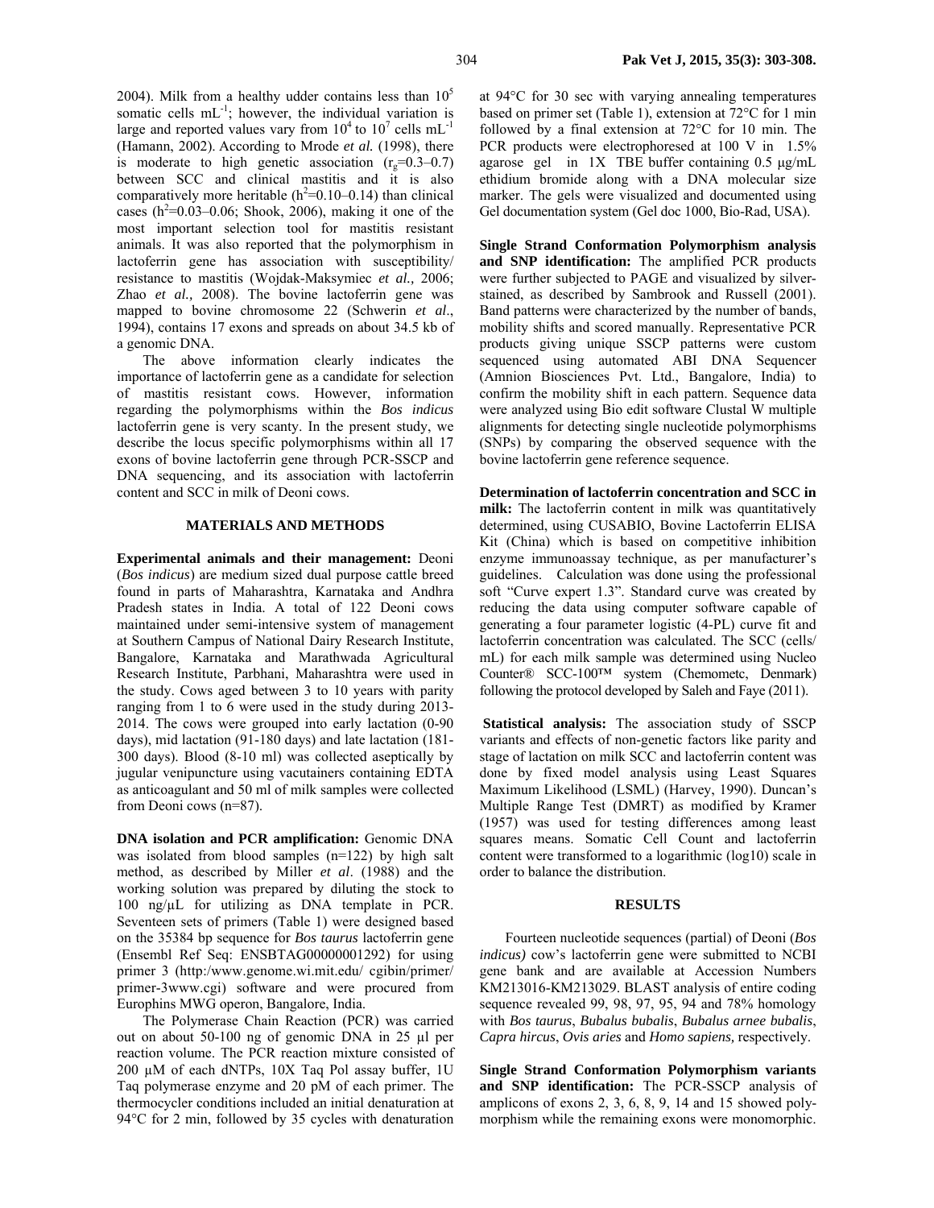2004). Milk from a healthy udder contains less than $10^5$ somatic cells $mL^{-1}$; however, the individual variation is large and reported values vary from $10^4$ to $10^7$ cells $mL^{-1}$ (Hamann, 2002). According to Mrode *et al.* (1998), there is moderate to high genetic association ($r_g$=0.3–0.7) between SCC and clinical mastitis and it is also comparatively more heritable ($h^2$=0.10–0.14) than clinical cases ($h^2$=0.03–0.06; Shook, 2006), making it one of the most important selection tool for mastitis resistant animals. It was also reported that the polymorphism in lactoferrin gene has association with susceptibility/ resistance to mastitis (Wojdak-Maksymiec *et al.,* 2006; Zhao *et al.,* 2008). The bovine lactoferrin gene was mapped to bovine chromosome 22 (Schwerin *et al*., 1994), contains 17 exons and spreads on about 34.5 kb of a genomic DNA.

The above information clearly indicates the importance of lactoferrin gene as a candidate for selection of mastitis resistant cows. However, information regarding the polymorphisms within the *Bos indicus* lactoferrin gene is very scanty. In the present study, we describe the locus specific polymorphisms within all 17 exons of bovine lactoferrin gene through PCR-SSCP and DNA sequencing, and its association with lactoferrin content and SCC in milk of Deoni cows.

## MATERIALS AND METHODS

**Experimental animals and their management:** Deoni (*Bos indicus*) are medium sized dual purpose cattle breed found in parts of Maharashtra, Karnataka and Andhra Pradesh states in India. A total of 122 Deoni cows maintained under semi-intensive system of management at Southern Campus of National Dairy Research Institute, Bangalore, Karnataka and Marathwada Agricultural Research Institute, Parbhani, Maharashtra were used in the study. Cows aged between 3 to 10 years with parity ranging from 1 to 6 were used in the study during 2013-2014. The cows were grouped into early lactation (0-90 days), mid lactation (91-180 days) and late lactation (181-300 days). Blood (8-10 ml) was collected aseptically by jugular venipuncture using vacutainers containing EDTA as anticoagulant and 50 ml of milk samples were collected from Deoni cows (n=87).

**DNA isolation and PCR amplification:** Genomic DNA was isolated from blood samples (n=122) by high salt method, as described by Miller *et al*. (1988) and the working solution was prepared by diluting the stock to 100 ng/µL for utilizing as DNA template in PCR. Seventeen sets of primers (Table 1) were designed based on the 35384 bp sequence for *Bos taurus* lactoferrin gene (Ensembl Ref Seq: ENSBTAG00000001292) for using primer 3 (http:/www.genome.wi.mit.edu/ cgibin/primer/ primer-3www.cgi) software and were procured from Europhins MWG operon, Bangalore, India.

The Polymerase Chain Reaction (PCR) was carried out on about 50-100 ng of genomic DNA in 25 µl per reaction volume. The PCR reaction mixture consisted of 200 µM of each dNTPs, 10X Taq Pol assay buffer, 1U Taq polymerase enzyme and 20 pM of each primer. The thermocycler conditions included an initial denaturation at 94°C for 2 min, followed by 35 cycles with denaturation at 94°C for 30 sec with varying annealing temperatures based on primer set (Table 1), extension at 72°C for 1 min followed by a final extension at 72°C for 10 min. The PCR products were electrophoresed at 100 V in 1.5% agarose gel in 1X TBE buffer containing 0.5 µg/mL ethidium bromide along with a DNA molecular size marker. The gels were visualized and documented using Gel documentation system (Gel doc 1000, Bio-Rad, USA).

**Single Strand Conformation Polymorphism analysis and SNP identification:** The amplified PCR products were further subjected to PAGE and visualized by silver-stained, as described by Sambrook and Russell (2001). Band patterns were characterized by the number of bands, mobility shifts and scored manually. Representative PCR products giving unique SSCP patterns were custom sequenced using automated ABI DNA Sequencer (Amnion Biosciences Pvt. Ltd., Bangalore, India) to confirm the mobility shift in each pattern. Sequence data were analyzed using Bio edit software Clustal W multiple alignments for detecting single nucleotide polymorphisms (SNPs) by comparing the observed sequence with the bovine lactoferrin gene reference sequence.

**Determination of lactoferrin concentration and SCC in milk:** The lactoferrin content in milk was quantitatively determined, using CUSABIO, Bovine Lactoferrin ELISA Kit (China) which is based on competitive inhibition enzyme immunoassay technique, as per manufacturer's guidelines. Calculation was done using the professional soft "Curve expert 1.3". Standard curve was created by reducing the data using computer software capable of generating a four parameter logistic (4-PL) curve fit and lactoferrin concentration was calculated. The SCC (cells/ mL) for each milk sample was determined using Nucleo Counter® SCC-100™ system (Chemometc, Denmark) following the protocol developed by Saleh and Faye (2011).

**Statistical analysis:** The association study of SSCP variants and effects of non-genetic factors like parity and stage of lactation on milk SCC and lactoferrin content was done by fixed model analysis using Least Squares Maximum Likelihood (LSML) (Harvey, 1990). Duncan's Multiple Range Test (DMRT) as modified by Kramer (1957) was used for testing differences among least squares means. Somatic Cell Count and lactoferrin content were transformed to a logarithmic (log10) scale in order to balance the distribution.

## RESULTS

Fourteen nucleotide sequences (partial) of Deoni (*Bos indicus*) cow's lactoferrin gene were submitted to NCBI gene bank and are available at Accession Numbers KM213016-KM213029. BLAST analysis of entire coding sequence revealed 99, 98, 97, 95, 94 and 78% homology with *Bos taurus*, *Bubalus bubalis*, *Bubalus arnee bubalis*, *Capra hircus*, *Ovis aries* and *Homo sapiens,* respectively.

**Single Strand Conformation Polymorphism variants and SNP identification:** The PCR-SSCP analysis of amplicons of exons 2, 3, 6, 8, 9, 14 and 15 showed polymorphism while the remaining exons were monomorphic.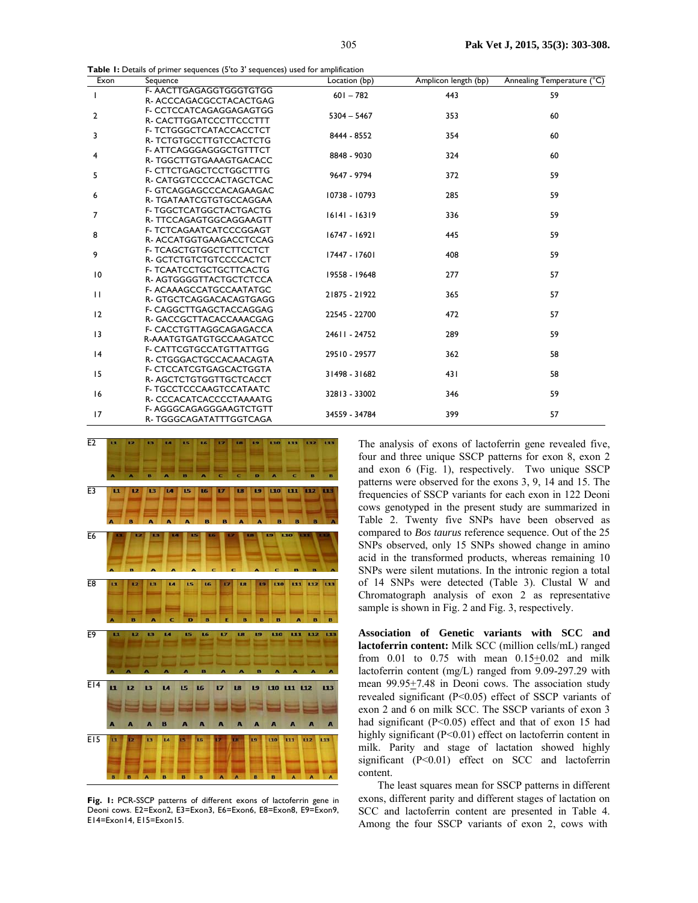**Table 1:** Details of primer sequences (5'to 3' sequences) used for amplification

| Exon | Sequence | Location (bp) | Amplicon length (bp) | Annealing Temperature (°C) |
|---|---|---|---|---|
| 1 | F- AACTTGAGAGGTGGGTGTGG<br>R- ACCCAGACGCCTACACTGAG | 601 – 782 | 443 | 59 |
| 2 | F- CCTCCATCAGAGGAGAGTGG<br>R- CACTTGGATCCCTTCCCTTT | 5304 – 5467 | 353 | 60 |
| 3 | F- TCTGGGCTCATACCACCTCT<br>R- TCTGTGCCTTGTCCACTCTG | 8444 - 8552 | 354 | 60 |
| 4 | F- ATTCAGGGAGGGCTGTTTCT<br>R- TGGCTTGTGAAAGTGACACC | 8848 - 9030 | 324 | 60 |
| 5 | F- CTTCTGAGCTCCTGGCTTTG<br>R- CATGGTCCCCACTAGCTCAC | 9647 - 9794 | 372 | 59 |
| 6 | F- GTCAGGAGCCCACAGAAGAC<br>R- TGATAATCGTGTGCCAGGAA | 10738 - 10793 | 285 | 59 |
| 7 | F- TGGCTCATGGCTACTGACTG<br>R- TTCCAGAGTGGCAGGAAGTT | 16141 - 16319 | 336 | 59 |
| 8 | F- TCTCAGAATCATCCCGGAGT<br>R- ACCATGGTGAAGACCTCCAG | 16747 - 16921 | 445 | 59 |
| 9 | F- TCAGCTGTGGCTCTTCCTCT<br>R- GCTCTGTCTGTCCCCACTCT | 17447 - 17601 | 408 | 59 |
| 10 | F- TCAATCCTGCTGCTTCACTG<br>R- AGTGGGGTTACTGCTCTCCA | 19558 - 19648 | 277 | 57 |
| 11 | F- ACAAAGCCATGCCAATATGC<br>R- GTGCTCAGGACACAGTGAGG | 21875 - 21922 | 365 | 57 |
| 12 | F- CAGGCTTGAGCTACCAGGAG<br>R- GACCGCTTACACCAAACGAG | 22545 - 22700 | 472 | 57 |
| 13 | F- CACCTGTTAGGCAGAGACCA<br>R-AAATGTGATGTGCCAAGATCC | 24611 - 24752 | 289 | 59 |
| 14 | F- CATTCGTGCCATGTTATTGG<br>R- CTGGGACTGCCACAACAGTA | 29510 - 29577 | 362 | 58 |
| 15 | F- CTCCATCGTGAGCACTGGTA<br>R- AGCTCTGTGGTTGCTCACCT | 31498 - 31682 | 431 | 58 |
| 16 | F- TGCCTCCCAAGTCCATAATC<br>R- CCCACATCACCCCTAAAATG | 32813 - 33002 | 346 | 59 |
| 17 | F- AGGGCAGAGGGAAGTCTGTT<br>R- TGGGCAGATATTTGGTCAGA | 34559 - 34784 | 399 | 57 |

**Fig. 1:** PCR-SSCP patterns of different exons of lactoferrin gene in Deoni cows. E2=Exon2, E3=Exon3, E6=Exon6, E8=Exon8, E9=Exon9, E14=Exon14, E15=Exon15.

The analysis of exons of lactoferrin gene revealed five, four and three unique SSCP patterns for exon 8, exon 2 and exon 6 (Fig. 1), respectively. Two unique SSCP patterns were observed for the exons 3, 9, 14 and 15. The frequencies of SSCP variants for each exon in 122 Deoni cows genotyped in the present study are summarized in Table 2. Twenty five SNPs have been observed as compared to *Bos taurus* reference sequence. Out of the 25 SNPs observed, only 15 SNPs showed change in amino acid in the transformed products, whereas remaining 10 SNPs were silent mutations. In the intronic region a total of 14 SNPs were detected (Table 3). Clustal W and Chromatograph analysis of exon 2 as representative sample is shown in Fig. 2 and Fig. 3, respectively.

**Association of Genetic variants with SCC and lactoferrin content:** Milk SCC (million cells/mL) ranged from 0.01 to 0.75 with mean 0.15±0.02 and milk lactoferrin content (mg/L) ranged from 9.09-297.29 with mean 99.95±7.48 in Deoni cows. The association study revealed significant ($P<0.05$) effect of SSCP variants of exon 2 and 6 on milk SCC. The SSCP variants of exon 3 had significant ($P<0.05$) effect and that of exon 15 had highly significant ($P<0.01$) effect on lactoferrin content in milk. Parity and stage of lactation showed highly significant ($P<0.01$) effect on SCC and lactoferrin content.

The least squares mean for SSCP patterns in different exons, different parity and different stages of lactation on SCC and lactoferrin content are presented in Table 4. Among the four SSCP variants of exon 2, cows with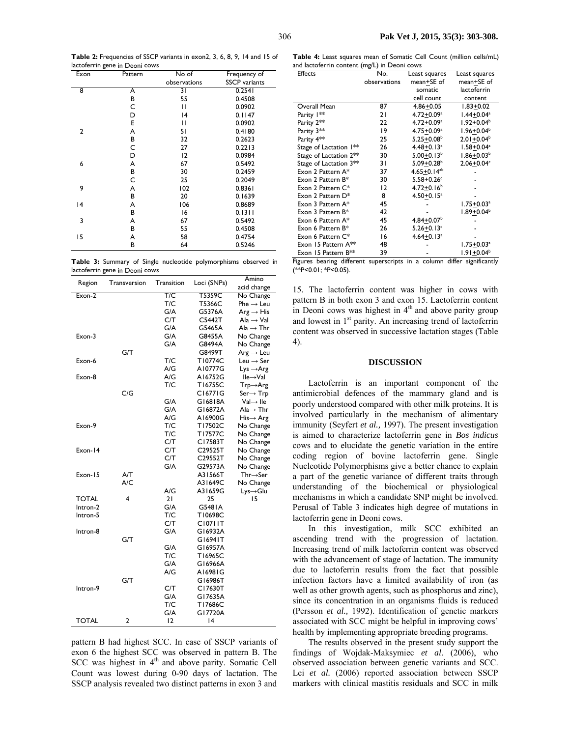**Table 2:** Frequencies of SSCP variants in exon2, 3, 6, 8, 9, 14 and 15 of lactoferrin gene in Deoni cows

| Exon | Pattern | No of observations | Frequency of SSCP variants |
|---|---|---|---|
| 8 | A | 31 | 0.2541 |
| | B | 55 | 0.4508 |
| | C | 11 | 0.0902 |
| | D | 14 | 0.1147 |
| | E | 11 | 0.0902 |
| 2 | A | 51 | 0.4180 |
| | B | 32 | 0.2623 |
| | C | 27 | 0.2213 |
| | D | 12 | 0.0984 |
| 6 | A | 67 | 0.5492 |
| | B | 30 | 0.2459 |
| | C | 25 | 0.2049 |
| 9 | A | 102 | 0.8361 |
| | B | 20 | 0.1639 |
| 14 | A | 106 | 0.8689 |
| | B | 16 | 0.1311 |
| 3 | A | 67 | 0.5492 |
| | B | 55 | 0.4508 |
| 15 | A | 58 | 0.4754 |
| | B | 64 | 0.5246 |

**Table 3:** Summary of Single nucleotide polymorphisms observed in lactoferrin gene in Deoni cows

| Region | Transversion | Transition | Loci (SNPs) | Amino acid change |
|---|---|---|---|---|
| Exon-2 | | T/C | T5359C | No Change |
| | | T/C | T5366C | Phe → Leu |
| | | G/A | G5376A | Arg → His |
| | | C/T | C5442T | Ala → Val |
| | | G/A | G5465A | Ala → Thr |
| Exon-3 | | G/A | G8455A | No Change |
| | | G/A | G8494A | No Change |
| | G/T | | G8499T | Arg → Leu |
| Exon-6 | | T/C | T10774C | Leu → Ser |
| | | A/G | A10777G | Lys →Arg |
| Exon-8 | | A/G | A16752G | Ile→Val |
| | | T/C | T16755C | Trp→Arg |
| | C/G | | C16771G | Ser→ Trp |
| | | G/A | G16818A | Val→ Ile |
| | | G/A | G16872A | Ala→ Thr |
| | | A/G | A16900G | His→ Arg |
| Exon-9 | | T/C | T17502C | No Change |
| | | T/C | T17577C | No Change |
| | | C/T | C17583T | No Change |
| Exon-14 | | C/T | C29525T | No Change |
| | | C/T | C29552T | No Change |
| | | G/A | G29573A | No Change |
| Exon-15 | A/T | | A31566T | Thr→Ser |
| | A/C | | A31649C | No Change |
| | | A/G | A31659G | Lys→Glu |
| TOTAL | 4 | 21 | 25 | 15 |
| Intron-2 | | G/A | G5481A | |
| Intron-5 | | T/C | T10698C | |
| | | C/T | C10711T | |
| Intron-8 | | G/A | G16932A | |
| | G/T | | G16941T | |
| | | G/A | G16957A | |
| | | T/C | T16965C | |
| | | G/A | G16966A | |
| | | A/G | A16981G | |
| | G/T | | G16986T | |
| Intron-9 | | C/T | C17630T | |
| | | G/A | G17635A | |
| | | T/C | T17686C | |
| | | G/A | G17720A | |
| TOTAL | 2 | 12 | 14 | |

pattern B had highest SCC. In case of SSCP variants of exon 6 the highest SCC was observed in pattern B. The SCC was highest in 4th and above parity. Somatic Cell Count was lowest during 0-90 days of lactation. The SSCP analysis revealed two distinct patterns in exon 3 and 15. The lactoferrin content was higher in cows with pattern B in both exon 3 and exon 15. Lactoferrin content in Deoni cows was highest in 4th and above parity group and lowest in 1st parity. An increasing trend of lactoferrin content was observed in successive lactation stages (Table 4).

**Table 4:** Least squares mean of Somatic Cell Count (million cells/mL) and lactoferrin content (mg/L) in Deoni cows

| Effects | No. observations | Least squares mean±SE of somatic cell count | Least squares mean±SE of lactoferrin content |
|---|---|---|---|
| Overall Mean | 87 | 4.86±0.05 | 1.83±0.02 |
| Parity 1** | 21 | 4.72±0.09$^{a}$ | 1.44±0.04$^{a}$ |
| Parity 2** | 22 | 4.72±0.09$^{a}$ | 1.92±0.04$^{b}$ |
| Parity 3** | 19 | 4.75±0.09$^{a}$ | 1.96±0.04$^{b}$ |
| Parity 4** | 25 | 5.25±0.08$^{b}$ | 2.01±0.04$^{b}$ |
| Stage of Lactation 1** | 26 | 4.48±0.13$^{a}$ | 1.58±0.04$^{a}$ |
| Stage of Lactation 2** | 30 | 5.00±0.13$^{b}$ | 1.86±0.03$^{b}$ |
| Stage of Lactation 3** | 31 | 5.09±0.28$^{b}$ | 2.06±0.04$^{c}$ |
| Exon 2 Pattern A* | 37 | 4.65±0.14$^{ab}$ | - |
| Exon 2 Pattern B* | 30 | 5.58±0.26$^{c}$ | - |
| Exon 2 Pattern C* | 12 | 4.72±0.16$^{b}$ | - |
| Exon 2 Pattern D* | 8 | 4.50±0.15$^{a}$ | - |
| Exon 3 Pattern A* | 45 | - | 1.75±0.03$^{a}$ |
| Exon 3 Pattern B* | 42 | - | 1.89±0.04$^{b}$ |
| Exon 6 Pattern A* | 45 | 4.84±0.07$^{b}$ | - |
| Exon 6 Pattern B* | 26 | 5.26±0.13$^{c}$ | - |
| Exon 6 Pattern C* | 16 | 4.64±0.13$^{a}$ | - |
| Exon 15 Pattern A** | 48 | - | 1.75±0.03$^{a}$ |
| Exon 15 Pattern B** | 39 | - | 1.91±0.04$^{b}$ |

Figures bearing different superscripts in a column differ significantly (**P<0.01; *P<0.05).

## DISCUSSION

Lactoferrin is an important component of the antimicrobial defences of the mammary gland and is poorly understood compared with other milk proteins. It is involved particularly in the mechanism of alimentary immunity (Seyfert *et al.,* 1997). The present investigation is aimed to characterize lactoferrin gene in *Bos indicus* cows and to elucidate the genetic variation in the entire coding region of bovine lactoferrin gene. Single Nucleotide Polymorphisms give a better chance to explain a part of the genetic variance of different traits through understanding of the biochemical or physiological mechanisms in which a candidate SNP might be involved. Perusal of Table 3 indicates high degree of mutations in lactoferrin gene in Deoni cows.

In this investigation, milk SCC exhibited an ascending trend with the progression of lactation. Increasing trend of milk lactoferrin content was observed with the advancement of stage of lactation. The immunity due to lactoferrin results from the fact that possible infection factors have a limited availability of iron (as well as other growth agents, such as phosphorus and zinc), since its concentration in an organisms fluids is reduced (Persson *et al.,* 1992). Identification of genetic markers associated with SCC might be helpful in improving cows' health by implementing appropriate breeding programs.

The results observed in the present study support the findings of Wojdak-Maksymiec *et al*. (2006), who observed association between genetic variants and SCC. Lei *et al.* (2006) reported association between SSCP markers with clinical mastitis residuals and SCC in milk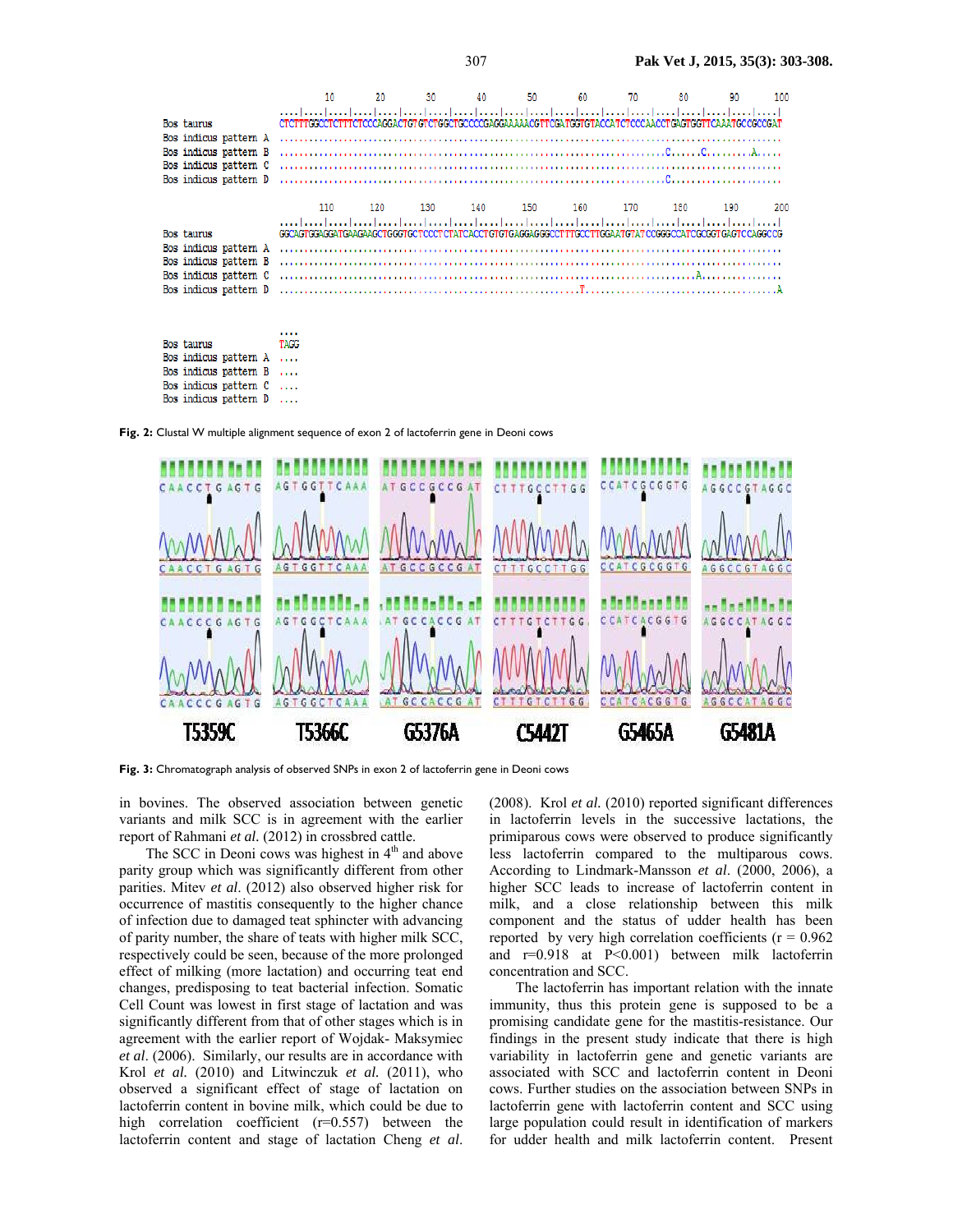Fig. 2: Clustal W multiple alignment sequence of exon 2 of lactoferrin gene in Deoni cows

Fig. 3: Chromatograph analysis of observed SNPs in exon 2 of lactoferrin gene in Deoni cows

in bovines. The observed association between genetic variants and milk SCC is in agreement with the earlier report of Rahmani *et al.* (2012) in crossbred cattle.

The SCC in Deoni cows was highest in 4th and above parity group which was significantly different from other parities. Mitev *et al*. (2012) also observed higher risk for occurrence of mastitis consequently to the higher chance of infection due to damaged teat sphincter with advancing of parity number, the share of teats with higher milk SCC, respectively could be seen, because of the more prolonged effect of milking (more lactation) and occurring teat end changes, predisposing to teat bacterial infection. Somatic Cell Count was lowest in first stage of lactation and was significantly different from that of other stages which is in agreement with the earlier report of Wojdak- Maksymiec *et al*. (2006). Similarly, our results are in accordance with Krol *et al.* (2010) and Litwinczuk *et al.* (2011), who observed a significant effect of stage of lactation on lactoferrin content in bovine milk, which could be due to high correlation coefficient (r=0.557) between the lactoferrin content and stage of lactation Cheng *et al.* (2008). Krol *et al.* (2010) reported significant differences in lactoferrin levels in the successive lactations, the primiparous cows were observed to produce significantly less lactoferrin compared to the multiparous cows. According to Lindmark-Mansson *et al*. (2000, 2006), a higher SCC leads to increase of lactoferrin content in milk, and a close relationship between this milk component and the status of udder health has been reported by very high correlation coefficients (r = 0.962 and r=0.918 at P<0.001) between milk lactoferrin concentration and SCC.

The lactoferrin has important relation with the innate immunity, thus this protein gene is supposed to be a promising candidate gene for the mastitis-resistance. Our findings in the present study indicate that there is high variability in lactoferrin gene and genetic variants are associated with SCC and lactoferrin content in Deoni cows. Further studies on the association between SNPs in lactoferrin gene with lactoferrin content and SCC using large population could result in identification of markers for udder health and milk lactoferrin content. Present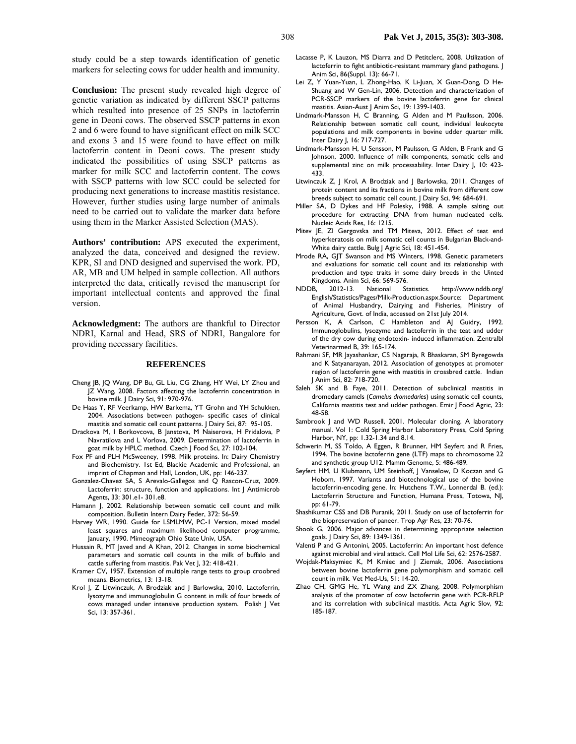study could be a step towards identification of genetic markers for selecting cows for udder health and immunity.

**Conclusion:** The present study revealed high degree of genetic variation as indicated by different SSCP patterns which resulted into presence of 25 SNPs in lactoferrin gene in Deoni cows. The observed SSCP patterns in exon 2 and 6 were found to have significant effect on milk SCC and exons 3 and 15 were found to have effect on milk lactoferrin content in Deoni cows. The present study indicated the possibilities of using SSCP patterns as marker for milk SCC and lactoferrin content. The cows with SSCP patterns with low SCC could be selected for producing next generations to increase mastitis resistance. However, further studies using large number of animals need to be carried out to validate the marker data before using them in the Marker Assisted Selection (MAS).

**Authors' contribution:** APS executed the experiment, analyzed the data, conceived and designed the review. KPR, SI and DND designed and supervised the work. PD, AR, MB and UM helped in sample collection. All authors interpreted the data, critically revised the manuscript for important intellectual contents and approved the final version.

**Acknowledgment:** The authors are thankful to Director NDRI, Karnal and Head, SRS of NDRI, Bangalore for providing necessary facilities.

## REFERENCES

Cheng JB, JQ Wang, DP Bu, GL Liu, CG Zhang, HY Wei, LY Zhou and JZ Wang, 2008. Factors affecting the lactoferrin concentration in bovine milk. J Dairy Sci, 91: 970-976.

De Haas Y, RF Veerkamp, HW Barkema, YT Grohn and YH Schukken, 2004. Associations between pathogen- specific cases of clinical mastitis and somatic cell count patterns. J Dairy Sci, 87: 95-105.

Drackova M, I Borkovcova, B Janstova, M Naiserova, H Pridalova, P Navratilova and L Vorlova, 2009. Determination of lactoferrin in goat milk by HPLC method. Czech J Food Sci, 27: 102-104.

Fox PF and PLH McSweeney, 1998. Milk proteins. In: Dairy Chemistry and Biochemistry. 1st Ed, Blackie Academic and Professional, an imprint of Chapman and Hall, London, UK, pp: 146-237.

Gonzalez-Chavez SA, S Arevalo-Gallegos and Q Rascon-Cruz, 2009. Lactoferrin: structure, function and applications. Int J Antimicrob Agents, 33: 301.e1- 301.e8.

Hamann J, 2002. Relationship between somatic cell count and milk composition. Bulletin Intern Dairy Feder, 372: 56-59.

Harvey WR, 1990. Guide for LSMLMW, PC-1 Version, mixed model least squares and maximum likelihood computer programme, January, 1990. Mimeograph Ohio State Univ, USA.

Hussain R, MT Javed and A Khan, 2012. Changes in some biochemical parameters and somatic cell counts in the milk of buffalo and cattle suffering from mastitis. Pak Vet J, 32: 418-421.

Kramer CV, 1957. Extension of multiple range tests to group croobred means. Biometrics, 13: 13-18.

Krol J, Z Litwinczuk, A Brodziak and J Barlowska, 2010. Lactoferrin, lysozyme and immunoglobulin G content in milk of four breeds of cows managed under intensive production system. Polish J Vet Sci, 13: 357-361.

Lacasse P, K Lauzon, MS Diarra and D Petitclerc, 2008. Utilization of lactoferrin to fight antibiotic-resistant mammary gland pathogens. J Anim Sci, 86(Suppl. 13): 66-71.

Lei Z, Y Yuan-Yuan, L Zhong-Hao, K Li-Juan, X Guan-Dong, D He-Shuang and W Gen-Lin, 2006. Detection and characterization of PCR-SSCP markers of the bovine lactoferrin gene for clinical mastitis. Asian-Aust J Anim Sci, 19: 1399-1403.

Lindmark-Mansson H, C Branning, G Alden and M Paullsson, 2006. Relationship between somatic cell count, individual leukocyte populations and milk components in bovine udder quarter milk. Inter Dairy J, 16: 717-727.

Lindmark-Mansson H, U Sensson, M Paulsson, G Alden, B Frank and G Johnson, 2000. Influence of milk components, somatic cells and supplemental zinc on milk processability. Inter Dairy J, 10: 423-433.

Litwinczuk Z, J Krol, A Brodziak and J Barlowska, 2011. Changes of protein content and its fractions in bovine milk from different cow breeds subject to somatic cell count. J Dairy Sci, 94: 684-691.

Miller SA, D Dykes and HF Polesky, 1988. A sample salting out procedure for extracting DNA from human nucleated cells. Nucleic Acids Res, 16: 1215.

Mitev JE, ZI Gergovska and TM Miteva, 2012. Effect of teat end hyperkeratosis on milk somatic cell counts in Bulgarian Black-and-White dairy cattle. Bulg J Agric Sci, 18: 451-454.

Mrode RA, GJT Swanson and MS Winters, 1998. Genetic parameters and evaluations for somatic cell count and its relationship with production and type traits in some dairy breeds in the Uinted Kingdoms. Anim Sci, 66: 569-576.

NDDB, 2012-13. National Statistics. http://www.nddb.org/English/Statistics/Pages/Milk-Production.aspx.Source: Department of Animal Husbandry, Dairying and Fisheries, Ministry of Agriculture, Govt. of India, accessed on 21st July 2014.

Persson K, A Carlson, C Hambleton and AJ Guidry, 1992. Immunoglobulins, lysozyme and lactoferrin in the teat and udder of the dry cow during endotoxin- induced inflammation. Zentralbl Veterinarmed B, 39: 165-174.

Rahmani SF, MR Jayashankar, CS Nagaraja, R Bhaskaran, SM Byregowda and K Satyanarayan, 2012. Association of genotypes at promoter region of lactoferrin gene with mastitis in crossbred cattle. Indian J Anim Sci, 82: 718-720.

Saleh SK and B Faye, 2011. Detection of subclinical mastitis in dromedary camels (*Camelus dromedaries*) using somatic cell counts, California mastitis test and udder pathogen. Emir J Food Agric, 23: 48-58.

Sambrook J and WD Russell, 2001. Molecular cloning. A laboratory manual. Vol 1: Cold Spring Harbor Laboratory Press, Cold Spring Harbor, NY, pp: 1.32-1.34 and 8.14.

Schwerin M, SS Toldo, A Eggen, R Brunner, HM Seyfert and R Fries, 1994. The bovine lactoferrin gene (LTF) maps to chromosome 22 and synthetic group U12. Mamm Genome, 5: 486-489.

Seyfert HM, U Klubmann, UM Steinhoff, J Vanselow, D Koczan and G Hobom, 1997. Variants and biotechnological use of the bovine lactoferrin-encoding gene. In: Hutchens T.W., Lonnerdal B. (ed.): Lactoferrin Structure and Function, Humana Press, Totowa, NJ, pp: 61-79.

Shashikumar CSS and DB Puranik, 2011. Study on use of lactoferrin for the biopreservation of paneer. Trop Agr Res, 23: 70-76.

Shook G, 2006. Major advances in determining appropriate selection goals. J Dairy Sci, 89: 1349-1361.

Valenti P and G Antonini, 2005. Lactoferrin: An important host defence against microbial and viral attack. Cell Mol Life Sci, 62: 2576-2587.

Wojdak-Maksymiec K, M Kmiec and J Ziemak, 2006. Associations between bovine lactoferrin gene polymorphism and somatic cell count in milk. Vet Med-Us, 51: 14-20.

Zhao CH, GMG He, YL Wang and ZX Zhang, 2008. Polymorphism analysis of the promoter of cow lactoferrin gene with PCR-RFLP and its correlation with subclinical mastitis. Acta Agric Slov, 92: 185-187.